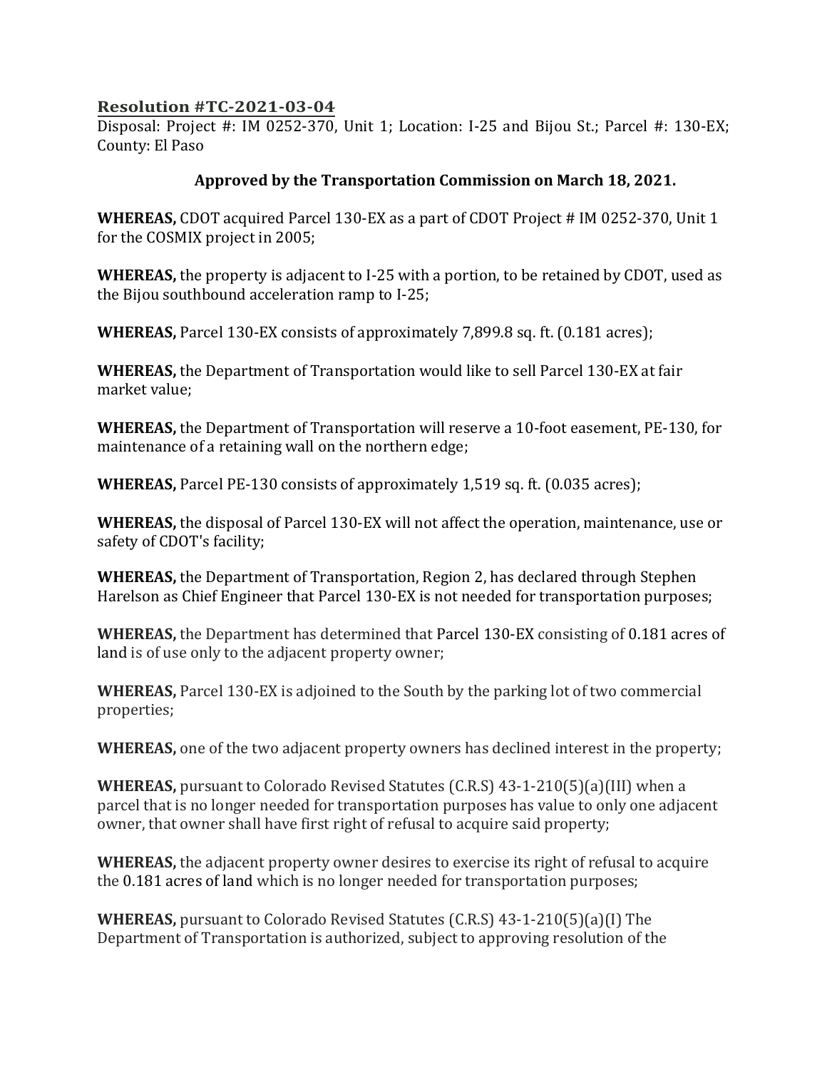**Resolution #TC-2021-03-04**

Disposal: Project #: IM 0252-370, Unit 1; Location: I-25 and Bijou St.; Parcel #: 130-EX; County: El Paso

**Approved by the Transportation Commission on March 18, 2021.**

**WHEREAS,** CDOT acquired Parcel 130-EX as a part of CDOT Project # IM 0252-370, Unit 1 for the COSMIX project in 2005;

**WHEREAS,** the property is adjacent to I-25 with a portion, to be retained by CDOT, used as the Bijou southbound acceleration ramp to I-25;

**WHEREAS,** Parcel 130-EX consists of approximately 7,899.8 sq. ft. (0.181 acres);

**WHEREAS,** the Department of Transportation would like to sell Parcel 130-EX at fair market value;

**WHEREAS,** the Department of Transportation will reserve a 10-foot easement, PE-130, for maintenance of a retaining wall on the northern edge;

**WHEREAS,** Parcel PE-130 consists of approximately 1,519 sq. ft. (0.035 acres);

**WHEREAS,** the disposal of Parcel 130-EX will not affect the operation, maintenance, use or safety of CDOT's facility;

**WHEREAS,** the Department of Transportation, Region 2, has declared through Stephen Harelson as Chief Engineer that Parcel 130-EX is not needed for transportation purposes;

**WHEREAS,** the Department has determined that Parcel 130-EX consisting of 0.181 acres of land is of use only to the adjacent property owner;

**WHEREAS,** Parcel 130-EX is adjoined to the South by the parking lot of two commercial properties;

**WHEREAS,** one of the two adjacent property owners has declined interest in the property;

**WHEREAS,** pursuant to Colorado Revised Statutes (C.R.S) 43-1-210(5)(a)(III) when a parcel that is no longer needed for transportation purposes has value to only one adjacent owner, that owner shall have first right of refusal to acquire said property;

**WHEREAS,** the adjacent property owner desires to exercise its right of refusal to acquire the 0.181 acres of land which is no longer needed for transportation purposes;

**WHEREAS,** pursuant to Colorado Revised Statutes (C.R.S) 43-1-210(5)(a)(I) The Department of Transportation is authorized, subject to approving resolution of the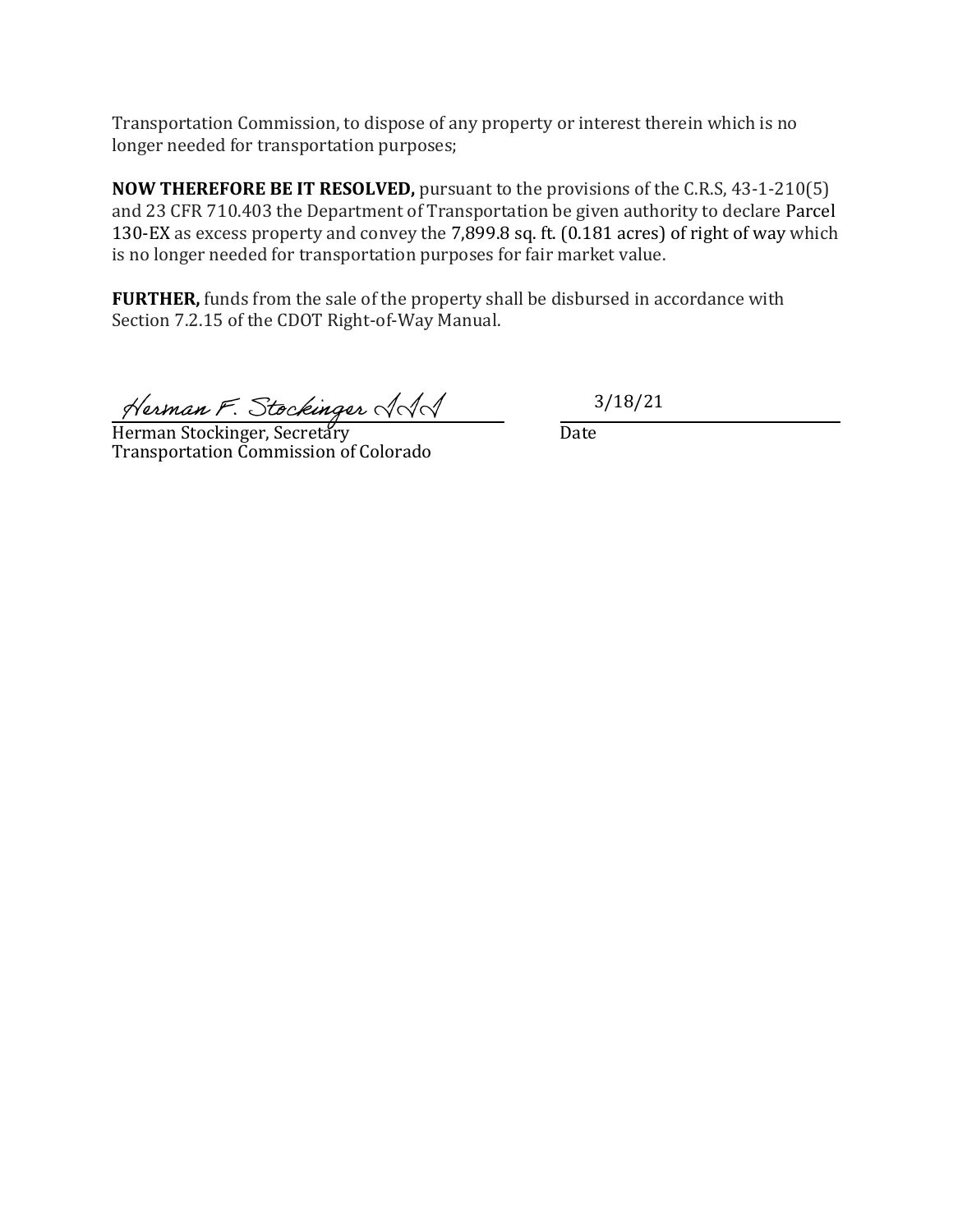Transportation Commission, to dispose of any property or interest therein which is no longer needed for transportation purposes;

**NOW THEREFORE BE IT RESOLVED,** pursuant to the provisions of the C.R.S, 43-1-210(5) and 23 CFR 710.403 the Department of Transportation be given authority to declare Parcel 130-EX as excess property and convey the 7,899.8 sq. ft. (0.181 acres) of right of way which is no longer needed for transportation purposes for fair market value.

**FURTHER,** funds from the sale of the property shall be disbursed in accordance with Section 7.2.15 of the CDOT Right-of-Way Manual.

Herman F. Stockinger III

Herman Stockinger, Secretary
Transportation Commission of Colorado

3/18/21

Date